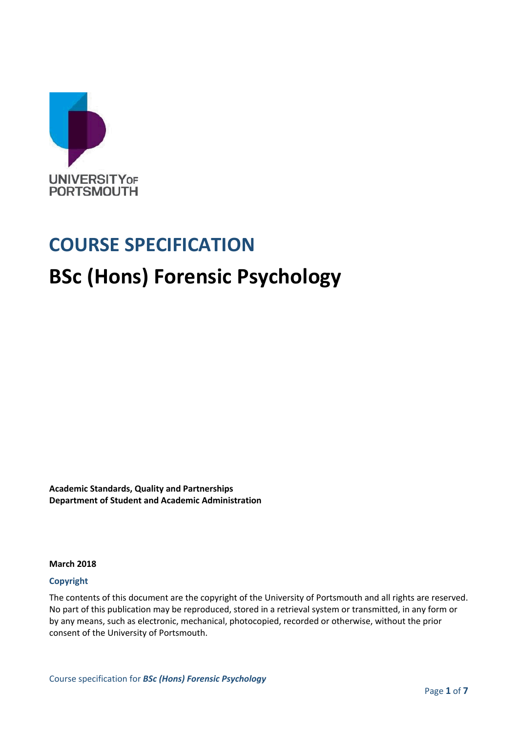UNIVERSITY OF PORTSMOUTH

# COURSE SPECIFICATION

# BSc (Hons) Forensic Psychology

**Academic Standards, Quality and Partnerships**
**Department of Student and Academic Administration**

**March 2018**

### Copyright

The contents of this document are the copyright of the University of Portsmouth and all rights are reserved. No part of this publication may be reproduced, stored in a retrieval system or transmitted, in any form or by any means, such as electronic, mechanical, photocopied, recorded or otherwise, without the prior consent of the University of Portsmouth.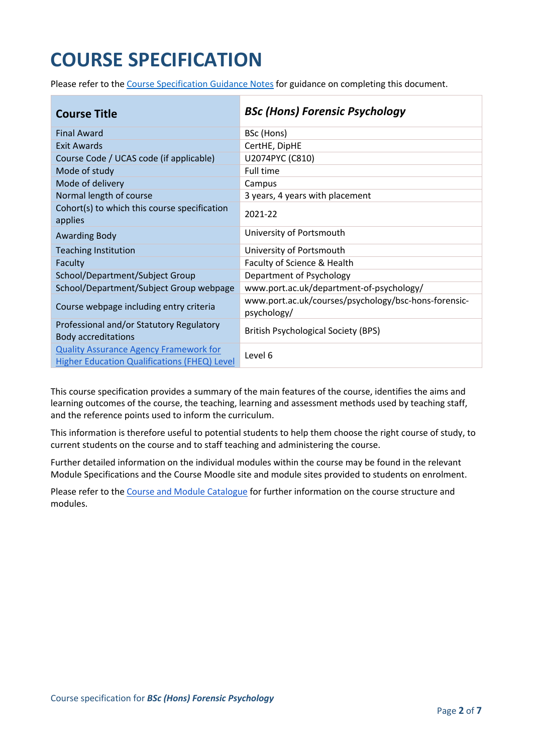# COURSE SPECIFICATION

Please refer to the Course Specification Guidance Notes for guidance on completing this document.

| **Course Title** | ***BSc (Hons) Forensic Psychology*** |
|---|---|
| Final Award | BSc (Hons) |
| Exit Awards | CertHE, DipHE |
| Course Code / UCAS code (if applicable) | U2074PYC (C810) |
| Mode of study | Full time |
| Mode of delivery | Campus |
| Normal length of course | 3 years, 4 years with placement |
| Cohort(s) to which this course specification applies | 2021-22 |
| Awarding Body | University of Portsmouth |
| Teaching Institution | University of Portsmouth |
| Faculty | Faculty of Science & Health |
| School/Department/Subject Group | Department of Psychology |
| School/Department/Subject Group webpage | www.port.ac.uk/department-of-psychology/ |
| Course webpage including entry criteria | www.port.ac.uk/courses/psychology/bsc-hons-forensic-psychology/ |
| Professional and/or Statutory Regulatory Body accreditations | British Psychological Society (BPS) |
| Quality Assurance Agency Framework for Higher Education Qualifications (FHEQ) Level | Level 6 |

This course specification provides a summary of the main features of the course, identifies the aims and learning outcomes of the course, the teaching, learning and assessment methods used by teaching staff, and the reference points used to inform the curriculum.

This information is therefore useful to potential students to help them choose the right course of study, to current students on the course and to staff teaching and administering the course.

Further detailed information on the individual modules within the course may be found in the relevant Module Specifications and the Course Moodle site and module sites provided to students on enrolment.

Please refer to the Course and Module Catalogue for further information on the course structure and modules.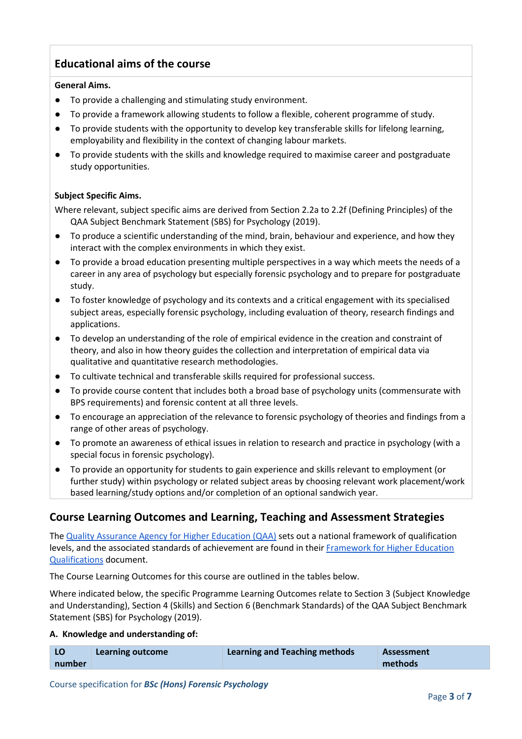## Educational aims of the course

**General Aims.**

- To provide a challenging and stimulating study environment.
- To provide a framework allowing students to follow a flexible, coherent programme of study.
- To provide students with the opportunity to develop key transferable skills for lifelong learning, employability and flexibility in the context of changing labour markets.
- To provide students with the skills and knowledge required to maximise career and postgraduate study opportunities.

**Subject Specific Aims.**

Where relevant, subject specific aims are derived from Section 2.2a to 2.2f (Defining Principles) of the QAA Subject Benchmark Statement (SBS) for Psychology (2019).

- To produce a scientific understanding of the mind, brain, behaviour and experience, and how they interact with the complex environments in which they exist.
- To provide a broad education presenting multiple perspectives in a way which meets the needs of a career in any area of psychology but especially forensic psychology and to prepare for postgraduate study.
- To foster knowledge of psychology and its contexts and a critical engagement with its specialised subject areas, especially forensic psychology, including evaluation of theory, research findings and applications.
- To develop an understanding of the role of empirical evidence in the creation and constraint of theory, and also in how theory guides the collection and interpretation of empirical data via qualitative and quantitative research methodologies.
- To cultivate technical and transferable skills required for professional success.
- To provide course content that includes both a broad base of psychology units (commensurate with BPS requirements) and forensic content at all three levels.
- To encourage an appreciation of the relevance to forensic psychology of theories and findings from a range of other areas of psychology.
- To promote an awareness of ethical issues in relation to research and practice in psychology (with a special focus in forensic psychology).
- To provide an opportunity for students to gain experience and skills relevant to employment (or further study) within psychology or related subject areas by choosing relevant work placement/work based learning/study options and/or completion of an optional sandwich year.

## Course Learning Outcomes and Learning, Teaching and Assessment Strategies

The [Quality Assurance Agency for Higher Education (QAA)]() sets out a national framework of qualification levels, and the associated standards of achievement are found in their [Framework for Higher Education Qualifications]() document.

The Course Learning Outcomes for this course are outlined in the tables below.

Where indicated below, the specific Programme Learning Outcomes relate to Section 3 (Subject Knowledge and Understanding), Section 4 (Skills) and Section 6 (Benchmark Standards) of the QAA Subject Benchmark Statement (SBS) for Psychology (2019).

**A. Knowledge and understanding of:**

| LO number | Learning outcome | Learning and Teaching methods | Assessment methods |
|---|---|---|---|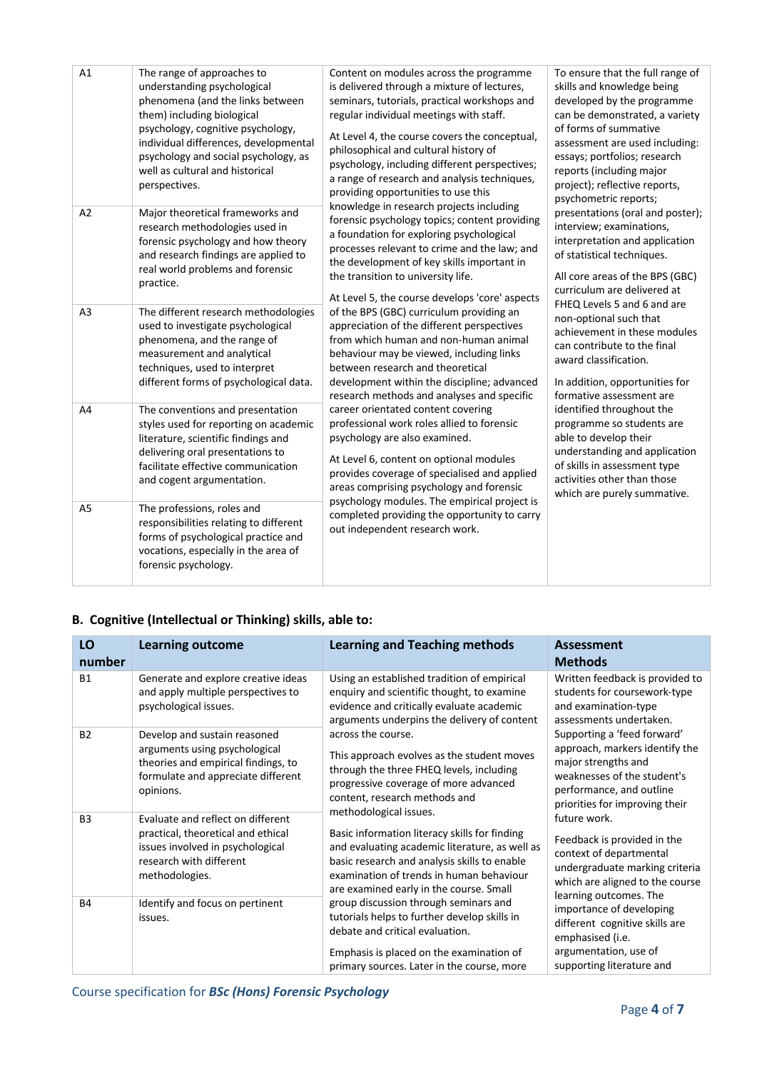| | | | |
|---|---|---|---|
| A1 | The range of approaches to understanding psychological phenomena (and the links between them) including biological psychology, cognitive psychology, individual differences, developmental psychology and social psychology, as well as cultural and historical perspectives. | Content on modules across the programme is delivered through a mixture of lectures, seminars, tutorials, practical workshops and regular individual meetings with staff.<br><br>At Level 4, the course covers the conceptual, philosophical and cultural history of psychology, including different perspectives; a range of research and analysis techniques, providing opportunities to use this knowledge in research projects including forensic psychology topics; content providing a foundation for exploring psychological processes relevant to crime and the law; and the development of key skills important in the transition to university life.<br><br>At Level 5, the course develops 'core' aspects of the BPS (GBC) curriculum providing an appreciation of the different perspectives from which human and non-human animal behaviour may be viewed, including links between research and theoretical development within the discipline; advanced research methods and analyses and specific career orientated content covering professional work roles allied to forensic psychology are also examined.<br><br>At Level 6, content on optional modules provides coverage of specialised and applied areas comprising psychology and forensic psychology modules. The empirical project is completed providing the opportunity to carry out independent research work. | To ensure that the full range of skills and knowledge being developed by the programme can be demonstrated, a variety of forms of summative assessment are used including: essays; portfolios; research reports (including major project); reflective reports, psychometric reports; presentations (oral and poster); interview; examinations, interpretation and application of statistical techniques.<br><br>All core areas of the BPS (GBC) curriculum are delivered at FHEQ Levels 5 and 6 and are non-optional such that achievement in these modules can contribute to the final award classification.<br><br>In addition, opportunities for formative assessment are identified throughout the programme so students are able to develop their understanding and application of skills in assessment type activities other than those which are purely summative. |
| A2 | Major theoretical frameworks and research methodologies used in forensic psychology and how theory and research findings are applied to real world problems and forensic practice. | | |
| A3 | The different research methodologies used to investigate psychological phenomena, and the range of measurement and analytical techniques, used to interpret different forms of psychological data. | | |
| A4 | The conventions and presentation styles used for reporting on academic literature, scientific findings and delivering oral presentations to facilitate effective communication and cogent argumentation. | | |
| A5 | The professions, roles and responsibilities relating to different forms of psychological practice and vocations, especially in the area of forensic psychology. | | |

## B. Cognitive (Intellectual or Thinking) skills, able to:

| LO number | Learning outcome | Learning and Teaching methods | Assessment Methods |
|---|---|---|---|
| B1 | Generate and explore creative ideas and apply multiple perspectives to psychological issues. | Using an established tradition of empirical enquiry and scientific thought, to examine evidence and critically evaluate academic arguments underpins the delivery of content across the course.<br><br>This approach evolves as the student moves through the three FHEQ levels, including progressive coverage of more advanced content, research methods and methodological issues.<br><br>Basic information literacy skills for finding and evaluating academic literature, as well as basic research and analysis skills to enable examination of trends in human behaviour are examined early in the course. Small group discussion through seminars and tutorials helps to further develop skills in debate and critical evaluation.<br><br>Emphasis is placed on the examination of primary sources. Later in the course, more | Written feedback is provided to students for coursework-type and examination-type assessments undertaken. Supporting a 'feed forward' approach, markers identify the major strengths and weaknesses of the student's performance, and outline priorities for improving their future work.<br><br>Feedback is provided in the context of departmental undergraduate marking criteria which are aligned to the course learning outcomes. The importance of developing different cognitive skills are emphasised (i.e. argumentation, use of supporting literature and |
| B2 | Develop and sustain reasoned arguments using psychological theories and empirical findings, to formulate and appreciate different opinions. | | |
| B3 | Evaluate and reflect on different practical, theoretical and ethical issues involved in psychological research with different methodologies. | | |
| B4 | Identify and focus on pertinent issues. | | |

Course specification for ***BSc (Hons) Forensic Psychology***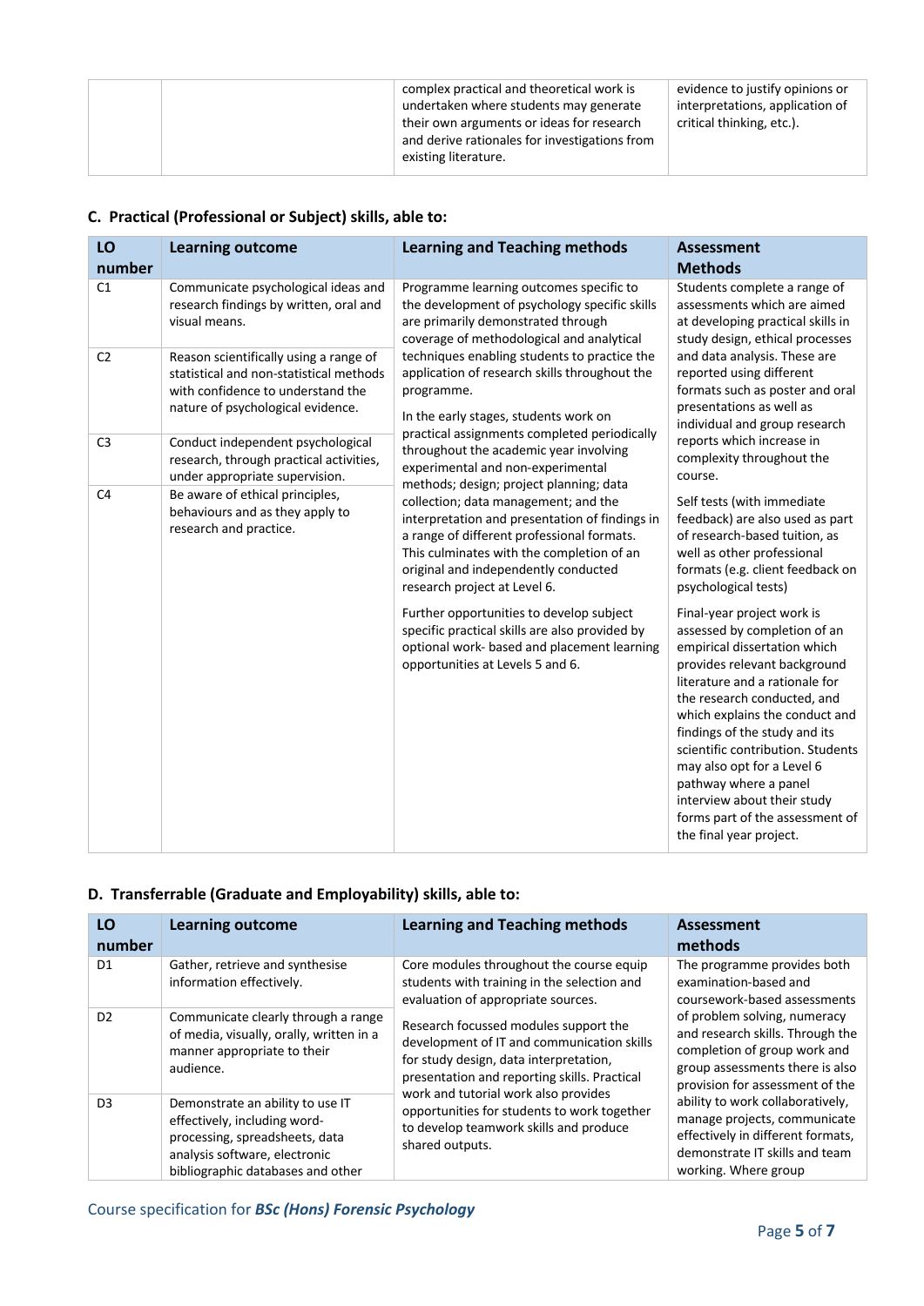| | | complex practical and theoretical work is undertaken where students may generate their own arguments or ideas for research and derive rationales for investigations from existing literature. | evidence to justify opinions or interpretations, application of critical thinking, etc.). |
|---|---|---|---|

## C. Practical (Professional or Subject) skills, able to:

| LO number | Learning outcome | Learning and Teaching methods | Assessment Methods |
|---|---|---|---|
| C1 | Communicate psychological ideas and research findings by written, oral and visual means. | Programme learning outcomes specific to the development of psychology specific skills are primarily demonstrated through coverage of methodological and analytical techniques enabling students to practice the application of research skills throughout the programme.<br><br>In the early stages, students work on practical assignments completed periodically throughout the academic year involving experimental and non-experimental methods; design; project planning; data collection; data management; and the interpretation and presentation of findings in a range of different professional formats. This culminates with the completion of an original and independently conducted research project at Level 6.<br><br>Further opportunities to develop subject specific practical skills are also provided by optional work- based and placement learning opportunities at Levels 5 and 6. | Students complete a range of assessments which are aimed at developing practical skills in study design, ethical processes and data analysis. These are reported using different formats such as poster and oral presentations as well as individual and group research reports which increase in complexity throughout the course.<br><br>Self tests (with immediate feedback) are also used as part of research-based tuition, as well as other professional formats (e.g. client feedback on psychological tests)<br><br>Final-year project work is assessed by completion of an empirical dissertation which provides relevant background literature and a rationale for the research conducted, and which explains the conduct and findings of the study and its scientific contribution. Students may also opt for a Level 6 pathway where a panel interview about their study forms part of the assessment of the final year project. |
| C2 | Reason scientifically using a range of statistical and non-statistical methods with confidence to understand the nature of psychological evidence. | | |
| C3 | Conduct independent psychological research, through practical activities, under appropriate supervision. | | |
| C4 | Be aware of ethical principles, behaviours and as they apply to research and practice. | | |

## D. Transferrable (Graduate and Employability) skills, able to:

| LO number | Learning outcome | Learning and Teaching methods | Assessment methods |
|---|---|---|---|
| D1 | Gather, retrieve and synthesise information effectively. | Core modules throughout the course equip students with training in the selection and evaluation of appropriate sources.<br><br>Research focussed modules support the development of IT and communication skills for study design, data interpretation, presentation and reporting skills. Practical work and tutorial work also provides opportunities for students to work together to develop teamwork skills and produce shared outputs. | The programme provides both examination-based and coursework-based assessments of problem solving, numeracy and research skills. Through the completion of group work and group assessments there is also provision for assessment of the ability to work collaboratively, manage projects, communicate effectively in different formats, demonstrate IT skills and team working. Where group |
| D2 | Communicate clearly through a range of media, visually, orally, written in a manner appropriate to their audience. | | |
| D3 | Demonstrate an ability to use IT effectively, including word-processing, spreadsheets, data analysis software, electronic bibliographic databases and other | | |

Course specification for ***BSc (Hons) Forensic Psychology***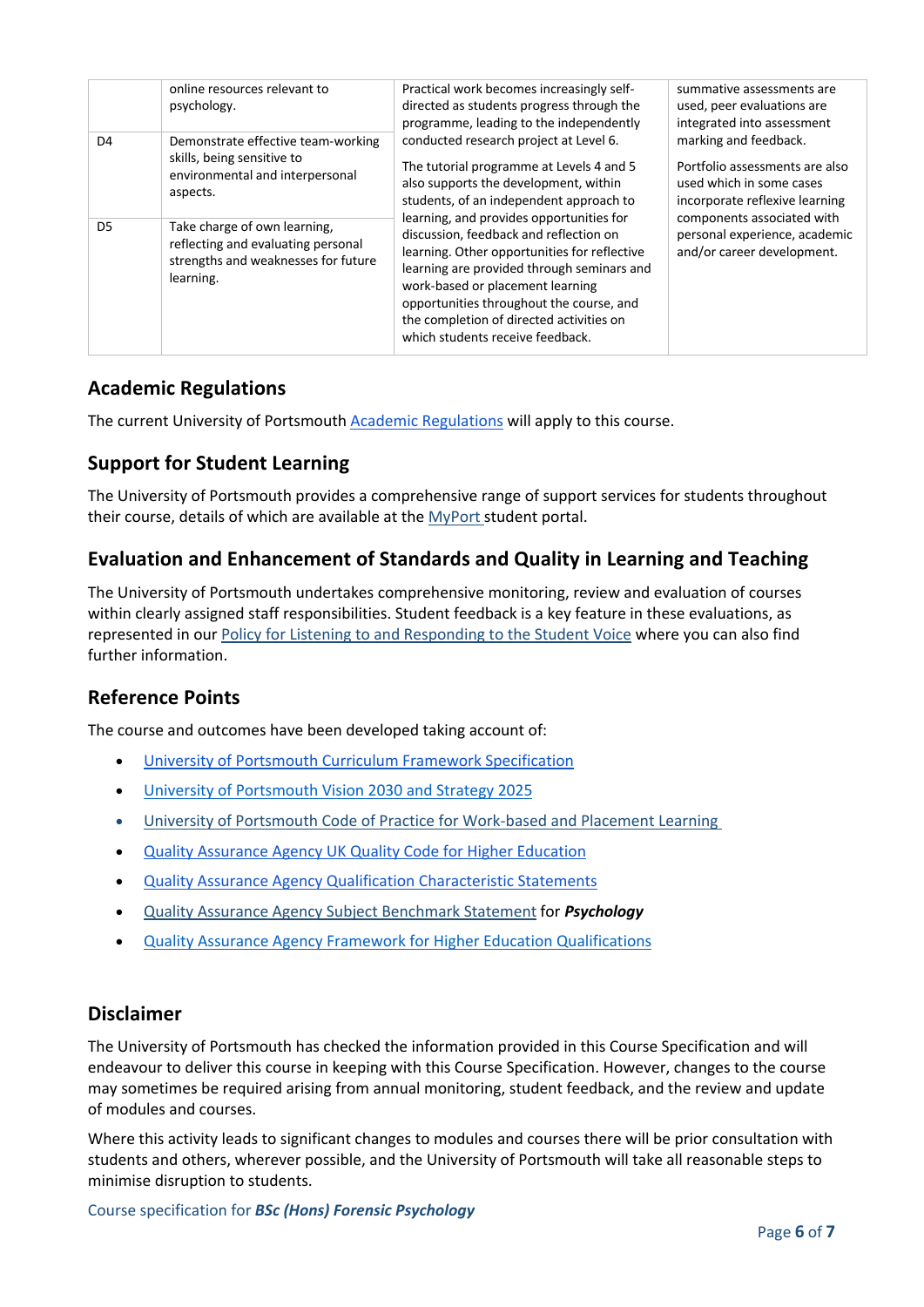| | | | |
|---|---|---|---|
| | online resources relevant to psychology. | Practical work becomes increasingly self-directed as students progress through the programme, leading to the independently conducted research project at Level 6.<br><br>The tutorial programme at Levels 4 and 5 also supports the development, within students, of an independent approach to learning, and provides opportunities for discussion, feedback and reflection on learning. Other opportunities for reflective learning are provided through seminars and work-based or placement learning opportunities throughout the course, and the completion of directed activities on which students receive feedback. | summative assessments are used, peer evaluations are integrated into assessment marking and feedback.<br><br>Portfolio assessments are also used which in some cases incorporate reflexive learning components associated with personal experience, academic and/or career development. |
| D4 | Demonstrate effective team-working skills, being sensitive to environmental and interpersonal aspects. | | |
| D5 | Take charge of own learning, reflecting and evaluating personal strengths and weaknesses for future learning. | | |

## Academic Regulations

The current University of Portsmouth Academic Regulations will apply to this course.

## Support for Student Learning

The University of Portsmouth provides a comprehensive range of support services for students throughout their course, details of which are available at the MyPort student portal.

## Evaluation and Enhancement of Standards and Quality in Learning and Teaching

The University of Portsmouth undertakes comprehensive monitoring, review and evaluation of courses within clearly assigned staff responsibilities. Student feedback is a key feature in these evaluations, as represented in our Policy for Listening to and Responding to the Student Voice where you can also find further information.

## Reference Points

The course and outcomes have been developed taking account of:

- University of Portsmouth Curriculum Framework Specification
- University of Portsmouth Vision 2030 and Strategy 2025
- University of Portsmouth Code of Practice for Work-based and Placement Learning
- Quality Assurance Agency UK Quality Code for Higher Education
- Quality Assurance Agency Qualification Characteristic Statements
- Quality Assurance Agency Subject Benchmark Statement for ***Psychology***
- Quality Assurance Agency Framework for Higher Education Qualifications

## Disclaimer

The University of Portsmouth has checked the information provided in this Course Specification and will endeavour to deliver this course in keeping with this Course Specification. However, changes to the course may sometimes be required arising from annual monitoring, student feedback, and the review and update of modules and courses.

Where this activity leads to significant changes to modules and courses there will be prior consultation with students and others, wherever possible, and the University of Portsmouth will take all reasonable steps to minimise disruption to students.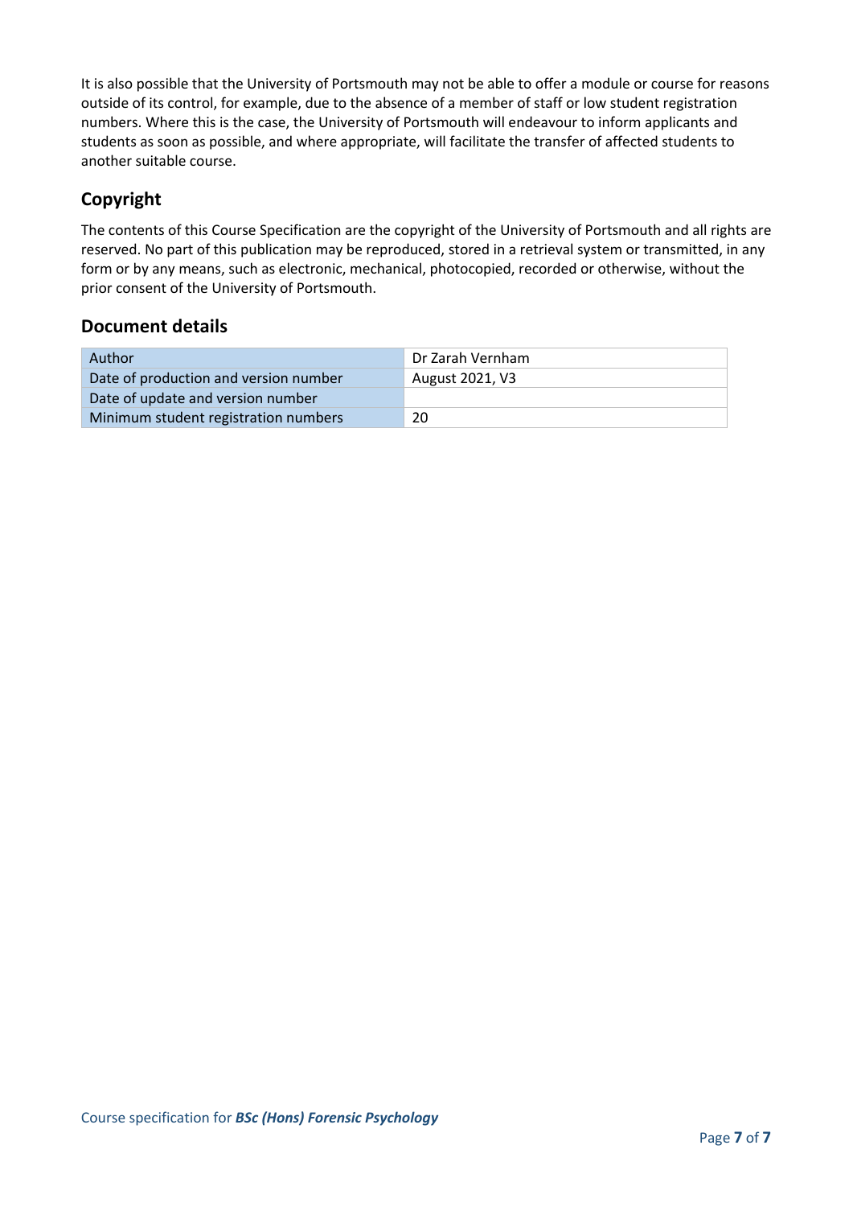It is also possible that the University of Portsmouth may not be able to offer a module or course for reasons outside of its control, for example, due to the absence of a member of staff or low student registration numbers. Where this is the case, the University of Portsmouth will endeavour to inform applicants and students as soon as possible, and where appropriate, will facilitate the transfer of affected students to another suitable course.

## Copyright

The contents of this Course Specification are the copyright of the University of Portsmouth and all rights are reserved. No part of this publication may be reproduced, stored in a retrieval system or transmitted, in any form or by any means, such as electronic, mechanical, photocopied, recorded or otherwise, without the prior consent of the University of Portsmouth.

## Document details

| | |
|---|---|
| Author | Dr Zarah Vernham |
| Date of production and version number | August 2021, V3 |
| Date of update and version number | |
| Minimum student registration numbers | 20 |